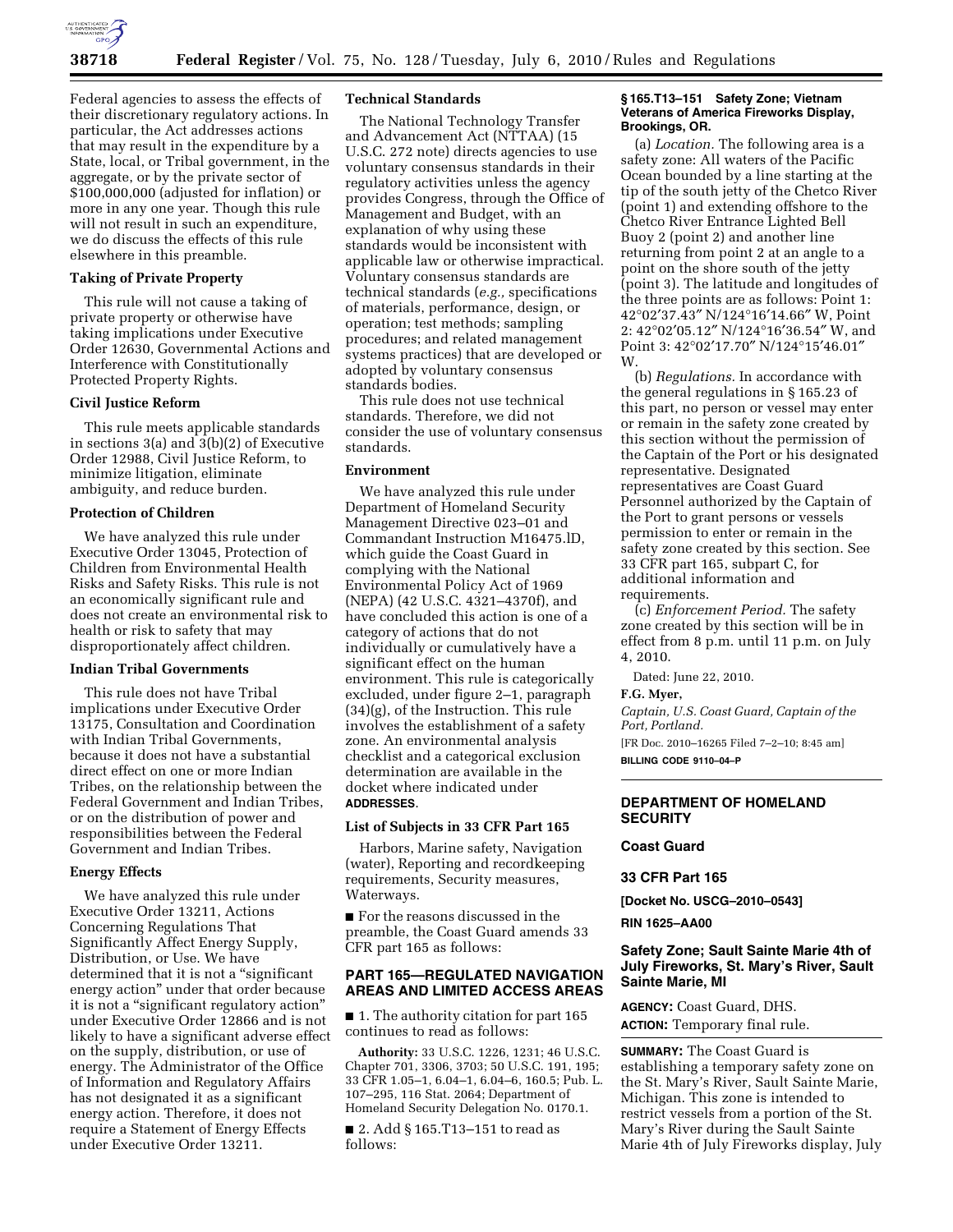Federal agencies to assess the effects of their discretionary regulatory actions. In particular, the Act addresses actions that may result in the expenditure by a State, local, or Tribal government, in the aggregate, or by the private sector of $100,000,000 (adjusted for inflation) or more in any one year. Though this rule will not result in such an expenditure, we do discuss the effects of this rule elsewhere in this preamble.

**Taking of Private Property**

This rule will not cause a taking of private property or otherwise have taking implications under Executive Order 12630, Governmental Actions and Interference with Constitutionally Protected Property Rights.

**Civil Justice Reform**

This rule meets applicable standards in sections 3(a) and 3(b)(2) of Executive Order 12988, Civil Justice Reform, to minimize litigation, eliminate ambiguity, and reduce burden.

**Protection of Children**

We have analyzed this rule under Executive Order 13045, Protection of Children from Environmental Health Risks and Safety Risks. This rule is not an economically significant rule and does not create an environmental risk to health or risk to safety that may disproportionately affect children.

**Indian Tribal Governments**

This rule does not have Tribal implications under Executive Order 13175, Consultation and Coordination with Indian Tribal Governments, because it does not have a substantial direct effect on one or more Indian Tribes, on the relationship between the Federal Government and Indian Tribes, or on the distribution of power and responsibilities between the Federal Government and Indian Tribes.

**Energy Effects**

We have analyzed this rule under Executive Order 13211, Actions Concerning Regulations That Significantly Affect Energy Supply, Distribution, or Use. We have determined that it is not a "significant energy action" under that order because it is not a "significant regulatory action" under Executive Order 12866 and is not likely to have a significant adverse effect on the supply, distribution, or use of energy. The Administrator of the Office of Information and Regulatory Affairs has not designated it as a significant energy action. Therefore, it does not require a Statement of Energy Effects under Executive Order 13211.

**Technical Standards**

The National Technology Transfer and Advancement Act (NTTAA) (15 U.S.C. 272 note) directs agencies to use voluntary consensus standards in their regulatory activities unless the agency provides Congress, through the Office of Management and Budget, with an explanation of why using these standards would be inconsistent with applicable law or otherwise impractical. Voluntary consensus standards are technical standards (*e.g.,* specifications of materials, performance, design, or operation; test methods; sampling procedures; and related management systems practices) that are developed or adopted by voluntary consensus standards bodies.

This rule does not use technical standards. Therefore, we did not consider the use of voluntary consensus standards.

**Environment**

We have analyzed this rule under Department of Homeland Security Management Directive 023–01 and Commandant Instruction M16475.lD, which guide the Coast Guard in complying with the National Environmental Policy Act of 1969 (NEPA) (42 U.S.C. 4321–4370f), and have concluded this action is one of a category of actions that do not individually or cumulatively have a significant effect on the human environment. This rule is categorically excluded, under figure 2–1, paragraph (34)(g), of the Instruction. This rule involves the establishment of a safety zone. An environmental analysis checklist and a categorical exclusion determination are available in the docket where indicated under **ADDRESSES**.

**List of Subjects in 33 CFR Part 165**

Harbors, Marine safety, Navigation (water), Reporting and recordkeeping requirements, Security measures, Waterways.

■ For the reasons discussed in the preamble, the Coast Guard amends 33 CFR part 165 as follows:

## PART 165—REGULATED NAVIGATION AREAS AND LIMITED ACCESS AREAS

■ 1. The authority citation for part 165 continues to read as follows:

**Authority:** 33 U.S.C. 1226, 1231; 46 U.S.C. Chapter 701, 3306, 3703; 50 U.S.C. 191, 195; 33 CFR 1.05–1, 6.04–1, 6.04–6, 160.5; Pub. L. 107–295, 116 Stat. 2064; Department of Homeland Security Delegation No. 0170.1.

■ 2. Add § 165.T13–151 to read as follows:

**§ 165.T13–151 Safety Zone; Vietnam Veterans of America Fireworks Display, Brookings, OR.**

(a) *Location.* The following area is a safety zone: All waters of the Pacific Ocean bounded by a line starting at the tip of the south jetty of the Chetco River (point 1) and extending offshore to the Chetco River Entrance Lighted Bell Buoy 2 (point 2) and another line returning from point 2 at an angle to a point on the shore south of the jetty (point 3). The latitude and longitudes of the three points are as follows: Point 1: 42°02′37.43″ N/124°16′14.66″ W, Point 2: 42°02′05.12″ N/124°16′36.54″ W, and Point 3: 42°02′17.70″ N/124°15′46.01″ W.

(b) *Regulations.* In accordance with the general regulations in § 165.23 of this part, no person or vessel may enter or remain in the safety zone created by this section without the permission of the Captain of the Port or his designated representative. Designated representatives are Coast Guard Personnel authorized by the Captain of the Port to grant persons or vessels permission to enter or remain in the safety zone created by this section. See 33 CFR part 165, subpart C, for additional information and requirements.

(c) *Enforcement Period.* The safety zone created by this section will be in effect from 8 p.m. until 11 p.m. on July 4, 2010.

Dated: June 22, 2010.

**F.G. Myer,**

*Captain, U.S. Coast Guard, Captain of the Port, Portland.*

[FR Doc. 2010–16265 Filed 7–2–10; 8:45 am]

**BILLING CODE 9110–04–P**

## DEPARTMENT OF HOMELAND SECURITY

### Coast Guard

### 33 CFR Part 165

**[Docket No. USCG–2010–0543]**

**RIN 1625–AA00**

### Safety Zone; Sault Sainte Marie 4th of July Fireworks, St. Mary's River, Sault Sainte Marie, MI

**AGENCY:** Coast Guard, DHS.

**ACTION:** Temporary final rule.

**SUMMARY:** The Coast Guard is establishing a temporary safety zone on the St. Mary's River, Sault Sainte Marie, Michigan. This zone is intended to restrict vessels from a portion of the St. Mary's River during the Sault Sainte Marie 4th of July Fireworks display, July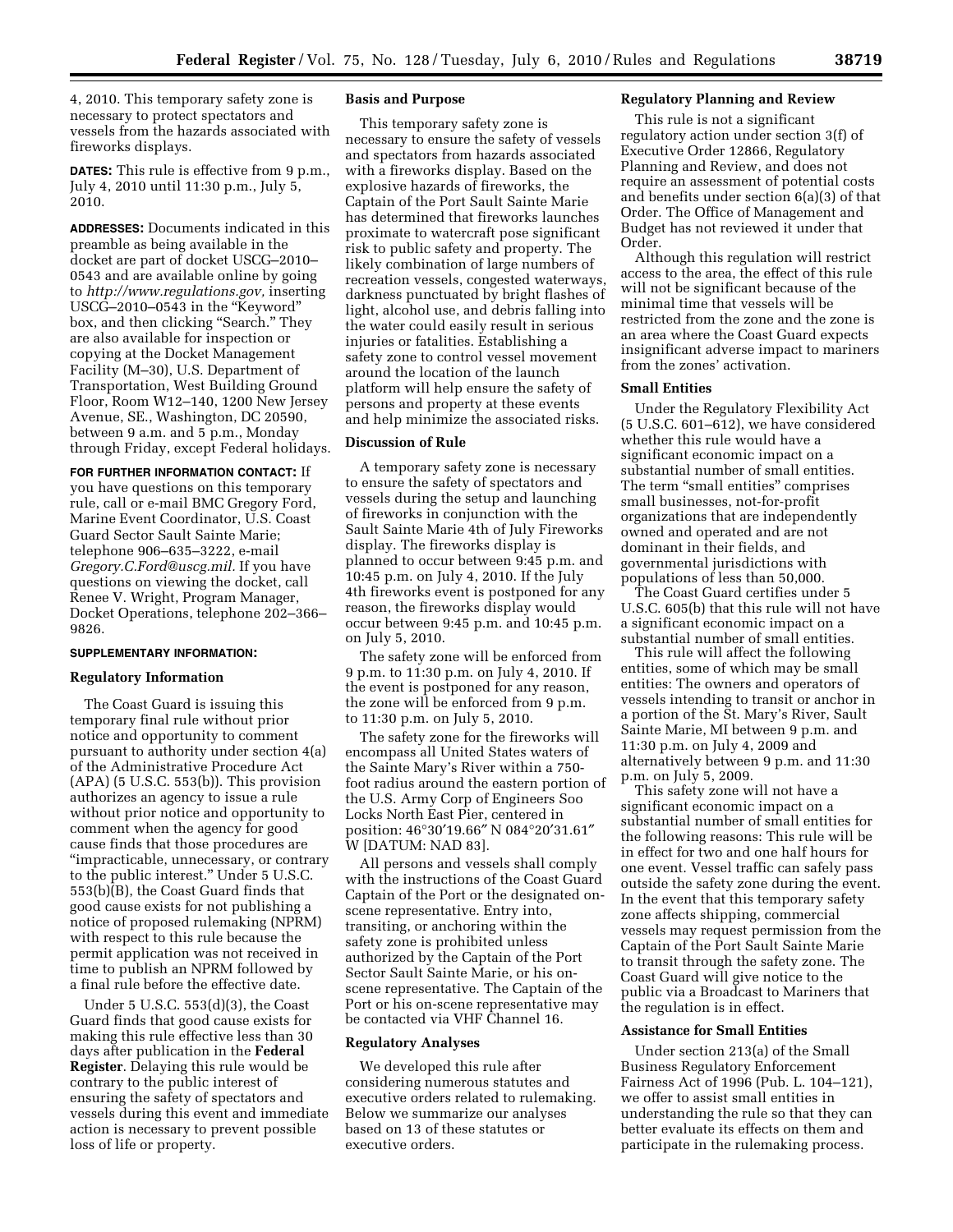4, 2010. This temporary safety zone is necessary to protect spectators and vessels from the hazards associated with fireworks displays.

**DATES:** This rule is effective from 9 p.m., July 4, 2010 until 11:30 p.m., July 5, 2010.

**ADDRESSES:** Documents indicated in this preamble as being available in the docket are part of docket USCG–2010–0543 and are available online by going to *http://www.regulations.gov,* inserting USCG–2010–0543 in the "Keyword" box, and then clicking "Search." They are also available for inspection or copying at the Docket Management Facility (M–30), U.S. Department of Transportation, West Building Ground Floor, Room W12–140, 1200 New Jersey Avenue, SE., Washington, DC 20590, between 9 a.m. and 5 p.m., Monday through Friday, except Federal holidays.

**FOR FURTHER INFORMATION CONTACT:** If you have questions on this temporary rule, call or e-mail BMC Gregory Ford, Marine Event Coordinator, U.S. Coast Guard Sector Sault Sainte Marie; telephone 906–635–3222, e-mail *Gregory.C.Ford@uscg.mil.* If you have questions on viewing the docket, call Renee V. Wright, Program Manager, Docket Operations, telephone 202–366–9826.

**SUPPLEMENTARY INFORMATION:**

## Regulatory Information

The Coast Guard is issuing this temporary final rule without prior notice and opportunity to comment pursuant to authority under section 4(a) of the Administrative Procedure Act (APA) (5 U.S.C. 553(b)). This provision authorizes an agency to issue a rule without prior notice and opportunity to comment when the agency for good cause finds that those procedures are "impracticable, unnecessary, or contrary to the public interest." Under 5 U.S.C. 553(b)(B), the Coast Guard finds that good cause exists for not publishing a notice of proposed rulemaking (NPRM) with respect to this rule because the permit application was not received in time to publish an NPRM followed by a final rule before the effective date.

Under 5 U.S.C. 553(d)(3), the Coast Guard finds that good cause exists for making this rule effective less than 30 days after publication in the **Federal Register**. Delaying this rule would be contrary to the public interest of ensuring the safety of spectators and vessels during this event and immediate action is necessary to prevent possible loss of life or property.

## Basis and Purpose

This temporary safety zone is necessary to ensure the safety of vessels and spectators from hazards associated with a fireworks display. Based on the explosive hazards of fireworks, the Captain of the Port Sault Sainte Marie has determined that fireworks launches proximate to watercraft pose significant risk to public safety and property. The likely combination of large numbers of recreation vessels, congested waterways, darkness punctuated by bright flashes of light, alcohol use, and debris falling into the water could easily result in serious injuries or fatalities. Establishing a safety zone to control vessel movement around the location of the launch platform will help ensure the safety of persons and property at these events and help minimize the associated risks.

## Discussion of Rule

A temporary safety zone is necessary to ensure the safety of spectators and vessels during the setup and launching of fireworks in conjunction with the Sault Sainte Marie 4th of July Fireworks display. The fireworks display is planned to occur between 9:45 p.m. and 10:45 p.m. on July 4, 2010. If the July 4th fireworks event is postponed for any reason, the fireworks display would occur between 9:45 p.m. and 10:45 p.m. on July 5, 2010.

The safety zone will be enforced from 9 p.m. to 11:30 p.m. on July 4, 2010. If the event is postponed for any reason, the zone will be enforced from 9 p.m. to 11:30 p.m. on July 5, 2010.

The safety zone for the fireworks will encompass all United States waters of the Sainte Mary's River within a 750-foot radius around the eastern portion of the U.S. Army Corp of Engineers Soo Locks North East Pier, centered in position: 46°30′19.66″ N 084°20′31.61″ W [DATUM: NAD 83].

All persons and vessels shall comply with the instructions of the Coast Guard Captain of the Port or the designated on-scene representative. Entry into, transiting, or anchoring within the safety zone is prohibited unless authorized by the Captain of the Port Sector Sault Sainte Marie, or his on-scene representative. The Captain of the Port or his on-scene representative may be contacted via VHF Channel 16.

## Regulatory Analyses

We developed this rule after considering numerous statutes and executive orders related to rulemaking. Below we summarize our analyses based on 13 of these statutes or executive orders.

## Regulatory Planning and Review

This rule is not a significant regulatory action under section 3(f) of Executive Order 12866, Regulatory Planning and Review, and does not require an assessment of potential costs and benefits under section 6(a)(3) of that Order. The Office of Management and Budget has not reviewed it under that Order.

Although this regulation will restrict access to the area, the effect of this rule will not be significant because of the minimal time that vessels will be restricted from the zone and the zone is an area where the Coast Guard expects insignificant adverse impact to mariners from the zones' activation.

## Small Entities

Under the Regulatory Flexibility Act (5 U.S.C. 601–612), we have considered whether this rule would have a significant economic impact on a substantial number of small entities. The term "small entities" comprises small businesses, not-for-profit organizations that are independently owned and operated and are not dominant in their fields, and governmental jurisdictions with populations of less than 50,000.

The Coast Guard certifies under 5 U.S.C. 605(b) that this rule will not have a significant economic impact on a substantial number of small entities.

This rule will affect the following entities, some of which may be small entities: The owners and operators of vessels intending to transit or anchor in a portion of the St. Mary's River, Sault Sainte Marie, MI between 9 p.m. and 11:30 p.m. on July 4, 2009 and alternatively between 9 p.m. and 11:30 p.m. on July 5, 2009.

This safety zone will not have a significant economic impact on a substantial number of small entities for the following reasons: This rule will be in effect for two and one half hours for one event. Vessel traffic can safely pass outside the safety zone during the event. In the event that this temporary safety zone affects shipping, commercial vessels may request permission from the Captain of the Port Sault Sainte Marie to transit through the safety zone. The Coast Guard will give notice to the public via a Broadcast to Mariners that the regulation is in effect.

## Assistance for Small Entities

Under section 213(a) of the Small Business Regulatory Enforcement Fairness Act of 1996 (Pub. L. 104–121), we offer to assist small entities in understanding the rule so that they can better evaluate its effects on them and participate in the rulemaking process.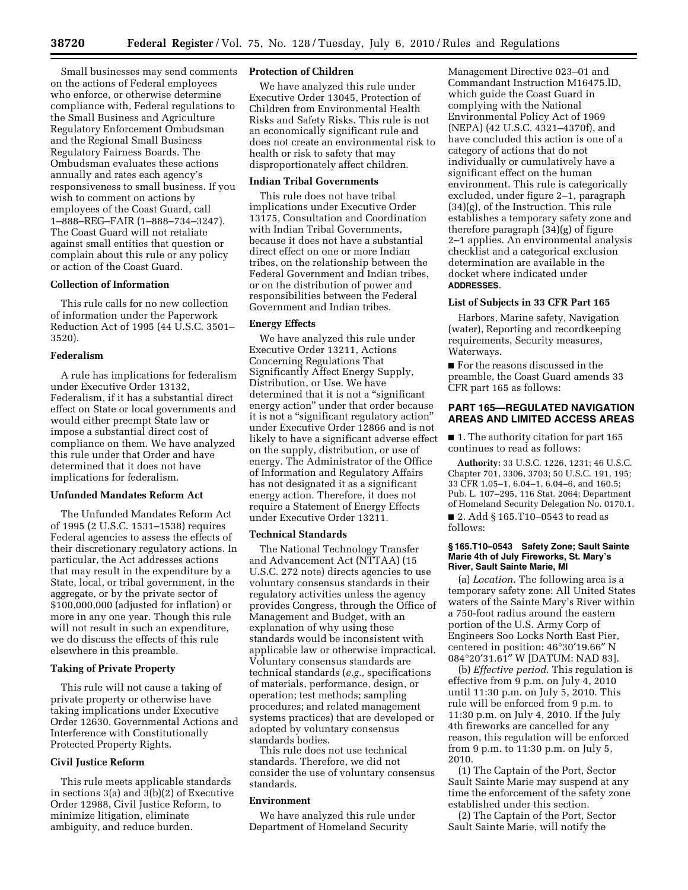Small businesses may send comments on the actions of Federal employees who enforce, or otherwise determine compliance with, Federal regulations to the Small Business and Agriculture Regulatory Enforcement Ombudsman and the Regional Small Business Regulatory Fairness Boards. The Ombudsman evaluates these actions annually and rates each agency's responsiveness to small business. If you wish to comment on actions by employees of the Coast Guard, call 1–888–REG–FAIR (1–888–734–3247). The Coast Guard will not retaliate against small entities that question or complain about this rule or any policy or action of the Coast Guard.

**Collection of Information**

This rule calls for no new collection of information under the Paperwork Reduction Act of 1995 (44 U.S.C. 3501–3520).

**Federalism**

A rule has implications for federalism under Executive Order 13132, Federalism, if it has a substantial direct effect on State or local governments and would either preempt State law or impose a substantial direct cost of compliance on them. We have analyzed this rule under that Order and have determined that it does not have implications for federalism.

**Unfunded Mandates Reform Act**

The Unfunded Mandates Reform Act of 1995 (2 U.S.C. 1531–1538) requires Federal agencies to assess the effects of their discretionary regulatory actions. In particular, the Act addresses actions that may result in the expenditure by a State, local, or tribal government, in the aggregate, or by the private sector of $100,000,000 (adjusted for inflation) or more in any one year. Though this rule will not result in such an expenditure, we do discuss the effects of this rule elsewhere in this preamble.

**Taking of Private Property**

This rule will not cause a taking of private property or otherwise have taking implications under Executive Order 12630, Governmental Actions and Interference with Constitutionally Protected Property Rights.

**Civil Justice Reform**

This rule meets applicable standards in sections 3(a) and 3(b)(2) of Executive Order 12988, Civil Justice Reform, to minimize litigation, eliminate ambiguity, and reduce burden.

**Protection of Children**

We have analyzed this rule under Executive Order 13045, Protection of Children from Environmental Health Risks and Safety Risks. This rule is not an economically significant rule and does not create an environmental risk to health or risk to safety that may disproportionately affect children.

**Indian Tribal Governments**

This rule does not have tribal implications under Executive Order 13175, Consultation and Coordination with Indian Tribal Governments, because it does not have a substantial direct effect on one or more Indian tribes, on the relationship between the Federal Government and Indian tribes, or on the distribution of power and responsibilities between the Federal Government and Indian tribes.

**Energy Effects**

We have analyzed this rule under Executive Order 13211, Actions Concerning Regulations That Significantly Affect Energy Supply, Distribution, or Use. We have determined that it is not a "significant energy action" under that order because it is not a "significant regulatory action" under Executive Order 12866 and is not likely to have a significant adverse effect on the supply, distribution, or use of energy. The Administrator of the Office of Information and Regulatory Affairs has not designated it as a significant energy action. Therefore, it does not require a Statement of Energy Effects under Executive Order 13211.

**Technical Standards**

The National Technology Transfer and Advancement Act (NTTAA) (15 U.S.C. 272 note) directs agencies to use voluntary consensus standards in their regulatory activities unless the agency provides Congress, through the Office of Management and Budget, with an explanation of why using these standards would be inconsistent with applicable law or otherwise impractical. Voluntary consensus standards are technical standards (*e.g.,* specifications of materials, performance, design, or operation; test methods; sampling procedures; and related management systems practices) that are developed or adopted by voluntary consensus standards bodies.

This rule does not use technical standards. Therefore, we did not consider the use of voluntary consensus standards.

**Environment**

We have analyzed this rule under Department of Homeland Security Management Directive 023–01 and Commandant Instruction M16475.lD, which guide the Coast Guard in complying with the National Environmental Policy Act of 1969 (NEPA) (42 U.S.C. 4321–4370f), and have concluded this action is one of a category of actions that do not individually or cumulatively have a significant effect on the human environment. This rule is categorically excluded, under figure 2–1, paragraph (34)(g), of the Instruction. This rule establishes a temporary safety zone and therefore paragraph (34)(g) of figure 2–1 applies. An environmental analysis checklist and a categorical exclusion determination are available in the docket where indicated under **ADDRESSES**.

**List of Subjects in 33 CFR Part 165**

Harbors, Marine safety, Navigation (water), Reporting and recordkeeping requirements, Security measures, Waterways.

■ For the reasons discussed in the preamble, the Coast Guard amends 33 CFR part 165 as follows:

## PART 165—REGULATED NAVIGATION AREAS AND LIMITED ACCESS AREAS

■ 1. The authority citation for part 165 continues to read as follows:

**Authority:** 33 U.S.C. 1226, 1231; 46 U.S.C. Chapter 701, 3306, 3703; 50 U.S.C. 191, 195; 33 CFR 1.05–1, 6.04–1, 6.04–6, and 160.5; Pub. L. 107–295, 116 Stat. 2064; Department of Homeland Security Delegation No. 0170.1.

■ 2. Add § 165.T10–0543 to read as follows:

**§ 165.T10–0543 Safety Zone; Sault Sainte Marie 4th of July Fireworks, St. Mary's River, Sault Sainte Marie, MI**

(a) *Location.* The following area is a temporary safety zone: All United States waters of the Sainte Mary's River within a 750-foot radius around the eastern portion of the U.S. Army Corp of Engineers Soo Locks North East Pier, centered in position: 46°30′19.66″ N 084°20′31.61″ W [DATUM: NAD 83].

(b) *Effective period.* This regulation is effective from 9 p.m. on July 4, 2010 until 11:30 p.m. on July 5, 2010. This rule will be enforced from 9 p.m. to 11:30 p.m. on July 4, 2010. If the July 4th fireworks are cancelled for any reason, this regulation will be enforced from 9 p.m. to 11:30 p.m. on July 5, 2010.

(1) The Captain of the Port, Sector Sault Sainte Marie may suspend at any time the enforcement of the safety zone established under this section.

(2) The Captain of the Port, Sector Sault Sainte Marie, will notify the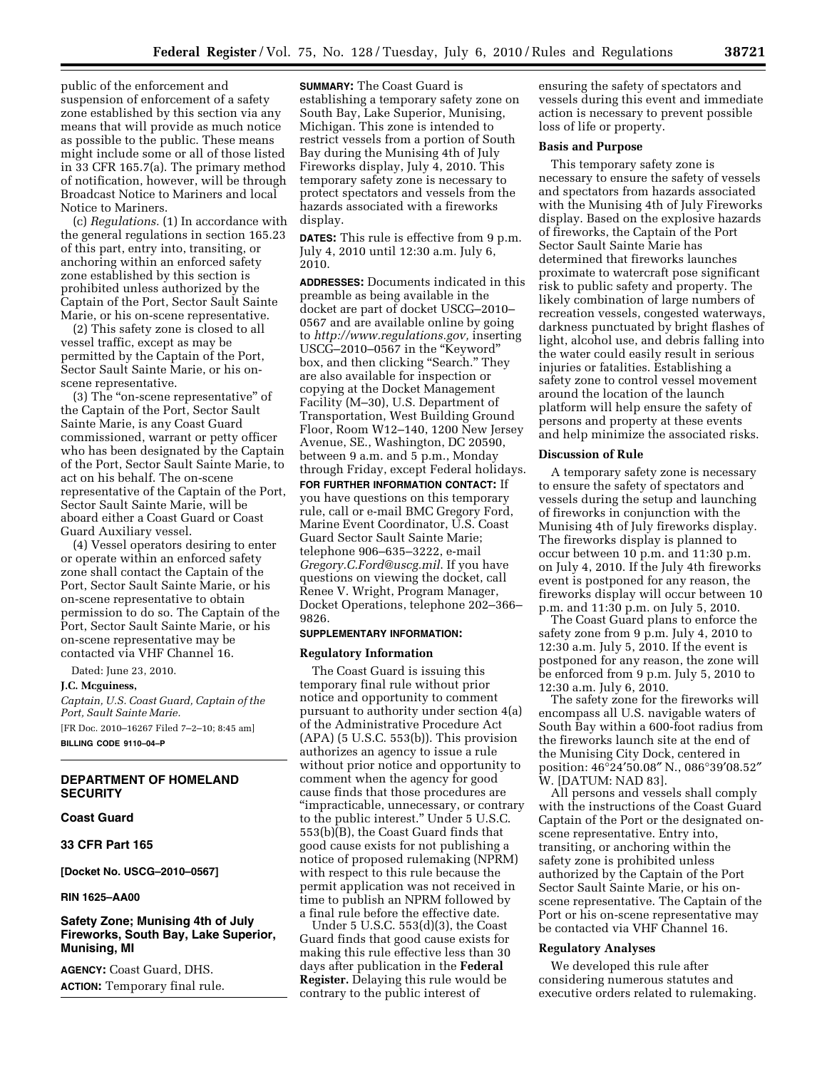public of the enforcement and suspension of enforcement of a safety zone established by this section via any means that will provide as much notice as possible to the public. These means might include some or all of those listed in 33 CFR 165.7(a). The primary method of notification, however, will be through Broadcast Notice to Mariners and local Notice to Mariners.

(c) *Regulations.* (1) In accordance with the general regulations in section 165.23 of this part, entry into, transiting, or anchoring within an enforced safety zone established by this section is prohibited unless authorized by the Captain of the Port, Sector Sault Sainte Marie, or his on-scene representative.

(2) This safety zone is closed to all vessel traffic, except as may be permitted by the Captain of the Port, Sector Sault Sainte Marie, or his on-scene representative.

(3) The "on-scene representative" of the Captain of the Port, Sector Sault Sainte Marie, is any Coast Guard commissioned, warrant or petty officer who has been designated by the Captain of the Port, Sector Sault Sainte Marie, to act on his behalf. The on-scene representative of the Captain of the Port, Sector Sault Sainte Marie, will be aboard either a Coast Guard or Coast Guard Auxiliary vessel.

(4) Vessel operators desiring to enter or operate within an enforced safety zone shall contact the Captain of the Port, Sector Sault Sainte Marie, or his on-scene representative to obtain permission to do so. The Captain of the Port, Sector Sault Sainte Marie, or his on-scene representative may be contacted via VHF Channel 16.

Dated: June 23, 2010.

**J.C. Mcguiness,**

*Captain, U.S. Coast Guard, Captain of the Port, Sault Sainte Marie.*

[FR Doc. 2010–16267 Filed 7–2–10; 8:45 am]

**BILLING CODE 9110–04–P**

---

## DEPARTMENT OF HOMELAND SECURITY

### Coast Guard

### 33 CFR Part 165

**[Docket No. USCG–2010–0567]**

**RIN 1625–AA00**

### Safety Zone; Munising 4th of July Fireworks, South Bay, Lake Superior, Munising, MI

**AGENCY:** Coast Guard, DHS.

**ACTION:** Temporary final rule.

---

**SUMMARY:** The Coast Guard is establishing a temporary safety zone on South Bay, Lake Superior, Munising, Michigan. This zone is intended to restrict vessels from a portion of South Bay during the Munising 4th of July Fireworks display, July 4, 2010. This temporary safety zone is necessary to protect spectators and vessels from the hazards associated with a fireworks display.

**DATES:** This rule is effective from 9 p.m. July 4, 2010 until 12:30 a.m. July 6, 2010.

**ADDRESSES:** Documents indicated in this preamble as being available in the docket are part of docket USCG–2010–0567 and are available online by going to *http://www.regulations.gov,* inserting USCG–2010–0567 in the "Keyword" box, and then clicking "Search." They are also available for inspection or copying at the Docket Management Facility (M–30), U.S. Department of Transportation, West Building Ground Floor, Room W12–140, 1200 New Jersey Avenue, SE., Washington, DC 20590, between 9 a.m. and 5 p.m., Monday through Friday, except Federal holidays.

**FOR FURTHER INFORMATION CONTACT:** If you have questions on this temporary rule, call or e-mail BMC Gregory Ford, Marine Event Coordinator, U.S. Coast Guard Sector Sault Sainte Marie; telephone 906–635–3222, e-mail *Gregory.C.Ford@uscg.mil.* If you have questions on viewing the docket, call Renee V. Wright, Program Manager, Docket Operations, telephone 202–366–9826.

**SUPPLEMENTARY INFORMATION:**

#### Regulatory Information

The Coast Guard is issuing this temporary final rule without prior notice and opportunity to comment pursuant to authority under section 4(a) of the Administrative Procedure Act (APA) (5 U.S.C. 553(b)). This provision authorizes an agency to issue a rule without prior notice and opportunity to comment when the agency for good cause finds that those procedures are "impracticable, unnecessary, or contrary to the public interest." Under 5 U.S.C. 553(b)(B), the Coast Guard finds that good cause exists for not publishing a notice of proposed rulemaking (NPRM) with respect to this rule because the permit application was not received in time to publish an NPRM followed by a final rule before the effective date.

Under 5 U.S.C. 553(d)(3), the Coast Guard finds that good cause exists for making this rule effective less than 30 days after publication in the **Federal Register.** Delaying this rule would be contrary to the public interest of ensuring the safety of spectators and vessels during this event and immediate action is necessary to prevent possible loss of life or property.

#### Basis and Purpose

This temporary safety zone is necessary to ensure the safety of vessels and spectators from hazards associated with the Munising 4th of July Fireworks display. Based on the explosive hazards of fireworks, the Captain of the Port Sector Sault Sainte Marie has determined that fireworks launches proximate to watercraft pose significant risk to public safety and property. The likely combination of large numbers of recreation vessels, congested waterways, darkness punctuated by bright flashes of light, alcohol use, and debris falling into the water could easily result in serious injuries or fatalities. Establishing a safety zone to control vessel movement around the location of the launch platform will help ensure the safety of persons and property at these events and help minimize the associated risks.

#### Discussion of Rule

A temporary safety zone is necessary to ensure the safety of spectators and vessels during the setup and launching of fireworks in conjunction with the Munising 4th of July fireworks display. The fireworks display is planned to occur between 10 p.m. and 11:30 p.m. on July 4, 2010. If the July 4th fireworks event is postponed for any reason, the fireworks display will occur between 10 p.m. and 11:30 p.m. on July 5, 2010.

The Coast Guard plans to enforce the safety zone from 9 p.m. July 4, 2010 to 12:30 a.m. July 5, 2010. If the event is postponed for any reason, the zone will be enforced from 9 p.m. July 5, 2010 to 12:30 a.m. July 6, 2010.

The safety zone for the fireworks will encompass all U.S. navigable waters of South Bay within a 600-foot radius from the fireworks launch site at the end of the Munising City Dock, centered in position: 46°24′50.08″ N., 086°39′08.52″ W. [DATUM: NAD 83].

All persons and vessels shall comply with the instructions of the Coast Guard Captain of the Port or the designated on-scene representative. Entry into, transiting, or anchoring within the safety zone is prohibited unless authorized by the Captain of the Port Sector Sault Sainte Marie, or his on-scene representative. The Captain of the Port or his on-scene representative may be contacted via VHF Channel 16.

#### Regulatory Analyses

We developed this rule after considering numerous statutes and executive orders related to rulemaking.